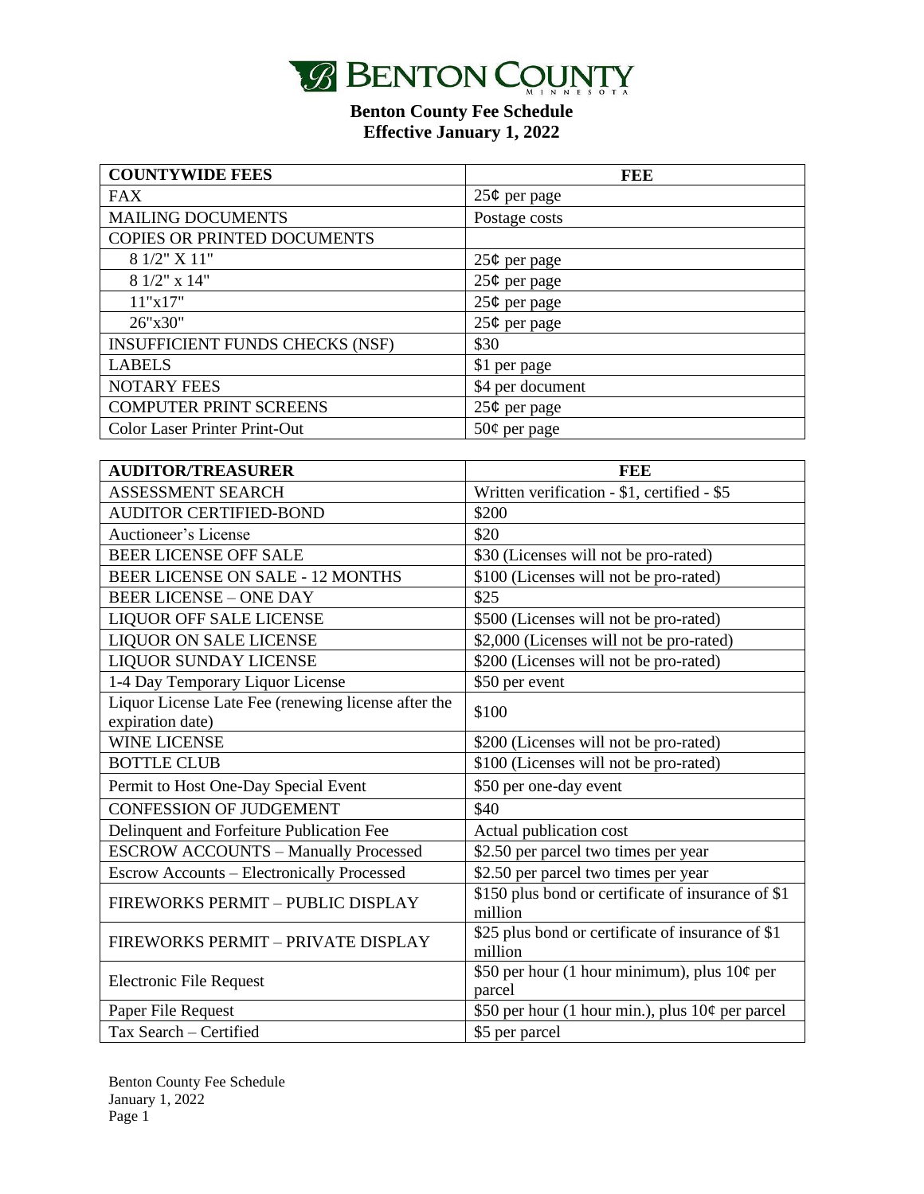# BENTON COUNTY

MINNESOTA

## Benton County Fee Schedule
## Effective January 1, 2022

| COUNTYWIDE FEES | FEE |
|---|---|
| FAX | 25¢ per page |
| MAILING DOCUMENTS | Postage costs |
| COPIES OR PRINTED DOCUMENTS | |
| 8 1/2" X 11" | 25¢ per page |
| 8 1/2" x 14" | 25¢ per page |
| 11"x17" | 25¢ per page |
| 26"x30" | 25¢ per page |
| INSUFFICIENT FUNDS CHECKS (NSF) | $30 |
| LABELS | $1 per page |
| NOTARY FEES | $4 per document |
| COMPUTER PRINT SCREENS | 25¢ per page |
| Color Laser Printer Print-Out | 50¢ per page |

| AUDITOR/TREASURER | FEE |
|---|---|
| ASSESSMENT SEARCH | Written verification - $1, certified - $5 |
| AUDITOR CERTIFIED-BOND | $200 |
| Auctioneer's License | $20 |
| BEER LICENSE OFF SALE | $30 (Licenses will not be pro-rated) |
| BEER LICENSE ON SALE - 12 MONTHS | $100 (Licenses will not be pro-rated) |
| BEER LICENSE – ONE DAY | $25 |
| LIQUOR OFF SALE LICENSE | $500 (Licenses will not be pro-rated) |
| LIQUOR ON SALE LICENSE | $2,000 (Licenses will not be pro-rated) |
| LIQUOR SUNDAY LICENSE | $200 (Licenses will not be pro-rated) |
| 1-4 Day Temporary Liquor License | $50 per event |
| Liquor License Late Fee (renewing license after the expiration date) | $100 |
| WINE LICENSE | $200 (Licenses will not be pro-rated) |
| BOTTLE CLUB | $100 (Licenses will not be pro-rated) |
| Permit to Host One-Day Special Event | $50 per one-day event |
| CONFESSION OF JUDGEMENT | $40 |
| Delinquent and Forfeiture Publication Fee | Actual publication cost |
| ESCROW ACCOUNTS – Manually Processed | $2.50 per parcel two times per year |
| Escrow Accounts – Electronically Processed | $2.50 per parcel two times per year |
| FIREWORKS PERMIT – PUBLIC DISPLAY | $150 plus bond or certificate of insurance of $1 million |
| FIREWORKS PERMIT – PRIVATE DISPLAY | $25 plus bond or certificate of insurance of $1 million |
| Electronic File Request | $50 per hour (1 hour minimum), plus 10¢ per parcel |
| Paper File Request | $50 per hour (1 hour min.), plus 10¢ per parcel |
| Tax Search – Certified | $5 per parcel |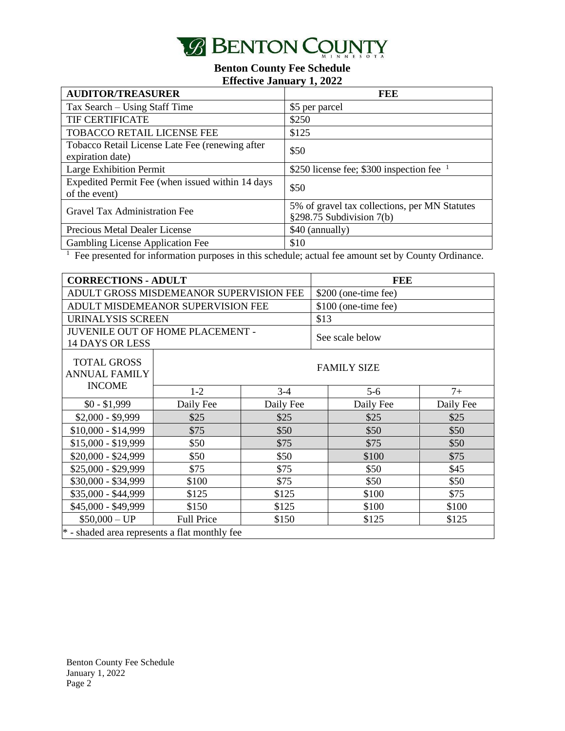# BENTON COUNTY

MINNESOTA

**Benton County Fee Schedule**
**Effective January 1, 2022**

| AUDITOR/TREASURER | FEE |
|---|---|
| Tax Search – Using Staff Time | $5 per parcel |
| TIF CERTIFICATE | $250 |
| TOBACCO RETAIL LICENSE FEE | $125 |
| Tobacco Retail License Late Fee (renewing after expiration date) | $50 |
| Large Exhibition Permit | $250 license fee; $300 inspection fee [1] |
| Expedited Permit Fee (when issued within 14 days of the event) | $50 |
| Gravel Tax Administration Fee | 5% of gravel tax collections, per MN Statutes §298.75 Subdivision 7(b) |
| Precious Metal Dealer License | $40 (annually) |
| Gambling License Application Fee | $10 |

[1] Fee presented for information purposes in this schedule; actual fee amount set by County Ordinance.

| CORRECTIONS - ADULT | | | FEE | |
|---|---|---|---|---|
| ADULT GROSS MISDEMEANOR SUPERVISION FEE | | | $200 (one-time fee) | |
| ADULT MISDEMEANOR SUPERVISION FEE | | | $100 (one-time fee) | |
| URINALYSIS SCREEN | | | $13 | |
| JUVENILE OUT OF HOME PLACEMENT - 14 DAYS OR LESS | | | See scale below | |
| TOTAL GROSS ANNUAL FAMILY INCOME | FAMILY SIZE | | | |
| | 1-2 | 3-4 | 5-6 | 7+ |
| $0 - $1,999 | Daily Fee | Daily Fee | Daily Fee | Daily Fee |
| $2,000 - $9,999 | $25 | $25 | $25 | $25 |
| $10,000 - $14,999 | $75 | $50 | $50 | $50 |
| $15,000 - $19,999 | $50 | $75 | $75 | $50 |
| $20,000 - $24,999 | $50 | $50 | $100 | $75 |
| $25,000 - $29,999 | $75 | $75 | $50 | $45 |
| $30,000 - $34,999 | $100 | $75 | $50 | $50 |
| $35,000 - $44,999 | $125 | $125 | $100 | $75 |
| $45,000 - $49,999 | $150 | $125 | $100 | $100 |
| $50,000 – UP | Full Price | $150 | $125 | $125 |
| * - shaded area represents a flat monthly fee | | | | |

Benton County Fee Schedule
January 1, 2022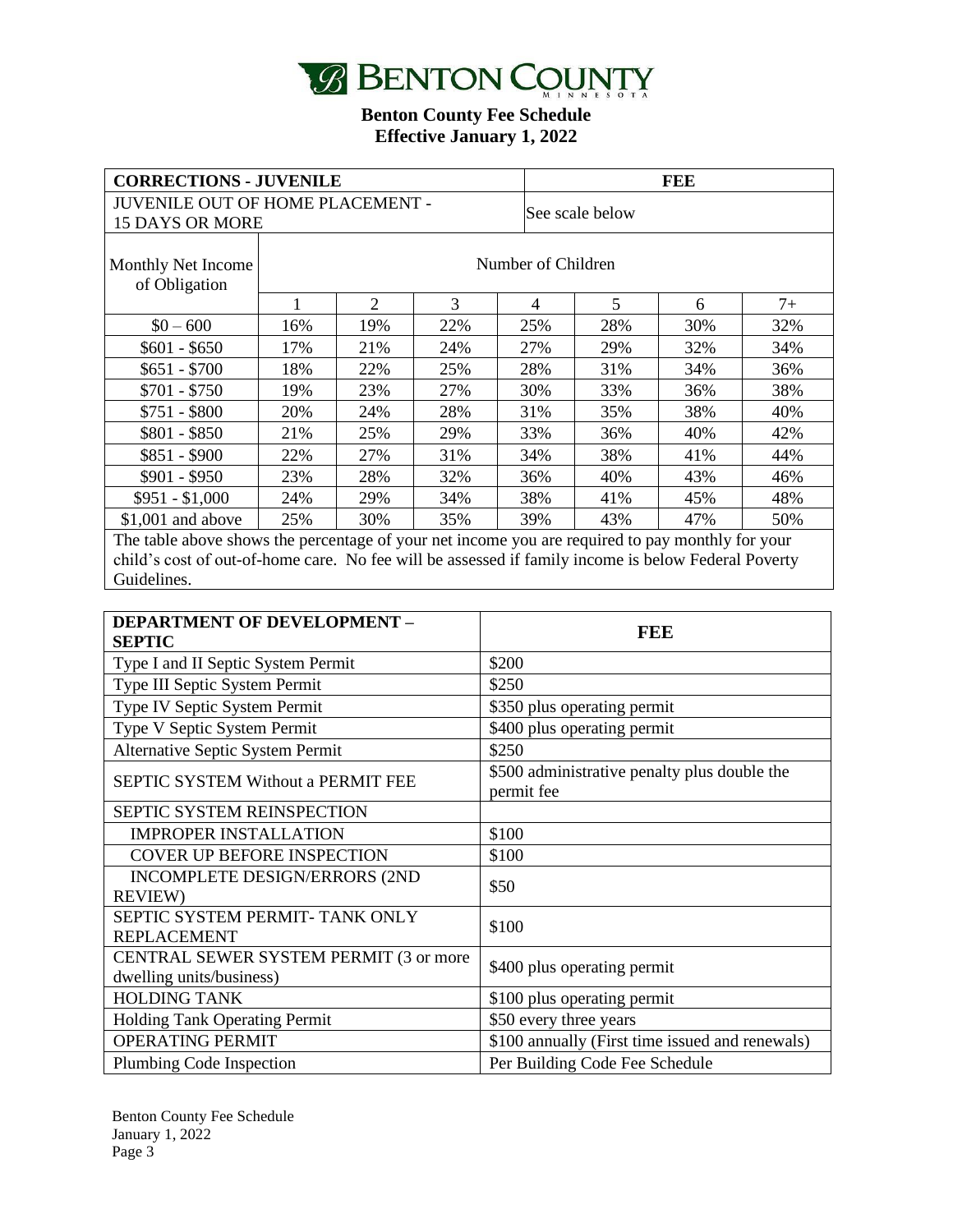# BENTON COUNTY

**Benton County Fee Schedule**
**Effective January 1, 2022**

| **CORRECTIONS - JUVENILE** | | | | **FEE** | | | |
|---|---|---|---|---|---|---|---|
| JUVENILE OUT OF HOME PLACEMENT - 15 DAYS OR MORE | | | | See scale below | | | |
| Monthly Net Income of Obligation | Number of Children | | | | | | |
| | 1 | 2 | 3 | 4 | 5 | 6 | 7+ |
| $0 – 600 | 16% | 19% | 22% | 25% | 28% | 30% | 32% |
| $601 - $650 | 17% | 21% | 24% | 27% | 29% | 32% | 34% |
| $651 - $700 | 18% | 22% | 25% | 28% | 31% | 34% | 36% |
| $701 - $750 | 19% | 23% | 27% | 30% | 33% | 36% | 38% |
| $751 - $800 | 20% | 24% | 28% | 31% | 35% | 38% | 40% |
| $801 - $850 | 21% | 25% | 29% | 33% | 36% | 40% | 42% |
| $851 - $900 | 22% | 27% | 31% | 34% | 38% | 41% | 44% |
| $901 - $950 | 23% | 28% | 32% | 36% | 40% | 43% | 46% |
| $951 - $1,000 | 24% | 29% | 34% | 38% | 41% | 45% | 48% |
| $1,001 and above | 25% | 30% | 35% | 39% | 43% | 47% | 50% |

The table above shows the percentage of your net income you are required to pay monthly for your child's cost of out-of-home care. No fee will be assessed if family income is below Federal Poverty Guidelines.

| **DEPARTMENT OF DEVELOPMENT – SEPTIC** | **FEE** |
|---|---|
| Type I and II Septic System Permit | $200 |
| Type III Septic System Permit | $250 |
| Type IV Septic System Permit | $350 plus operating permit |
| Type V Septic System Permit | $400 plus operating permit |
| Alternative Septic System Permit | $250 |
| SEPTIC SYSTEM Without a PERMIT FEE | $500 administrative penalty plus double the permit fee |
| SEPTIC SYSTEM REINSPECTION | |
| IMPROPER INSTALLATION | $100 |
| COVER UP BEFORE INSPECTION | $100 |
| INCOMPLETE DESIGN/ERRORS (2ND REVIEW) | $50 |
| SEPTIC SYSTEM PERMIT- TANK ONLY REPLACEMENT | $100 |
| CENTRAL SEWER SYSTEM PERMIT (3 or more dwelling units/business) | $400 plus operating permit |
| HOLDING TANK | $100 plus operating permit |
| Holding Tank Operating Permit | $50 every three years |
| OPERATING PERMIT | $100 annually (First time issued and renewals) |
| Plumbing Code Inspection | Per Building Code Fee Schedule |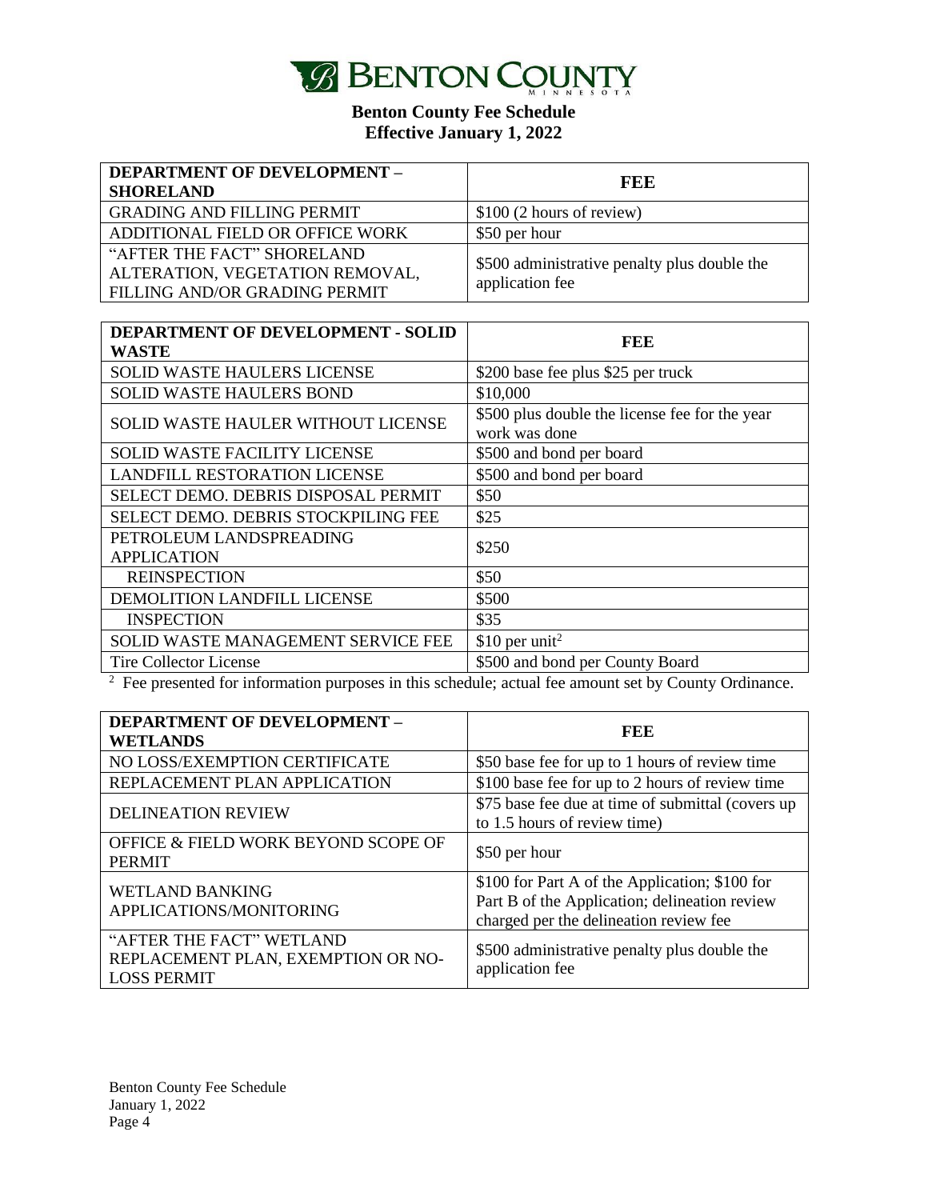# BENTON COUNTY

**Benton County Fee Schedule**
**Effective January 1, 2022**

| DEPARTMENT OF DEVELOPMENT – SHORELAND | FEE |
|---|---|
| GRADING AND FILLING PERMIT | $100 (2 hours of review) |
| ADDITIONAL FIELD OR OFFICE WORK | $50 per hour |
| "AFTER THE FACT" SHORELAND ALTERATION, VEGETATION REMOVAL, FILLING AND/OR GRADING PERMIT | $500 administrative penalty plus double the application fee |

| DEPARTMENT OF DEVELOPMENT - SOLID WASTE | FEE |
|---|---|
| SOLID WASTE HAULERS LICENSE | $200 base fee plus $25 per truck |
| SOLID WASTE HAULERS BOND | $10,000 |
| SOLID WASTE HAULER WITHOUT LICENSE | $500 plus double the license fee for the year work was done |
| SOLID WASTE FACILITY LICENSE | $500 and bond per board |
| LANDFILL RESTORATION LICENSE | $500 and bond per board |
| SELECT DEMO. DEBRIS DISPOSAL PERMIT | $50 |
| SELECT DEMO. DEBRIS STOCKPILING FEE | $25 |
| PETROLEUM LANDSPREADING APPLICATION | $250 |
| REINSPECTION | $50 |
| DEMOLITION LANDFILL LICENSE | $500 |
| INSPECTION | $35 |
| SOLID WASTE MANAGEMENT SERVICE FEE | $10 per unit[2] |
| Tire Collector License | $500 and bond per County Board |

[2] Fee presented for information purposes in this schedule; actual fee amount set by County Ordinance.

| DEPARTMENT OF DEVELOPMENT – WETLANDS | FEE |
|---|---|
| NO LOSS/EXEMPTION CERTIFICATE | $50 base fee for up to 1 hours of review time |
| REPLACEMENT PLAN APPLICATION | $100 base fee for up to 2 hours of review time |
| DELINEATION REVIEW | $75 base fee due at time of submittal (covers up to 1.5 hours of review time) |
| OFFICE & FIELD WORK BEYOND SCOPE OF PERMIT | $50 per hour |
| WETLAND BANKING APPLICATIONS/MONITORING | $100 for Part A of the Application; $100 for Part B of the Application; delineation review charged per the delineation review fee |
| "AFTER THE FACT" WETLAND REPLACEMENT PLAN, EXEMPTION OR NO-LOSS PERMIT | $500 administrative penalty plus double the application fee |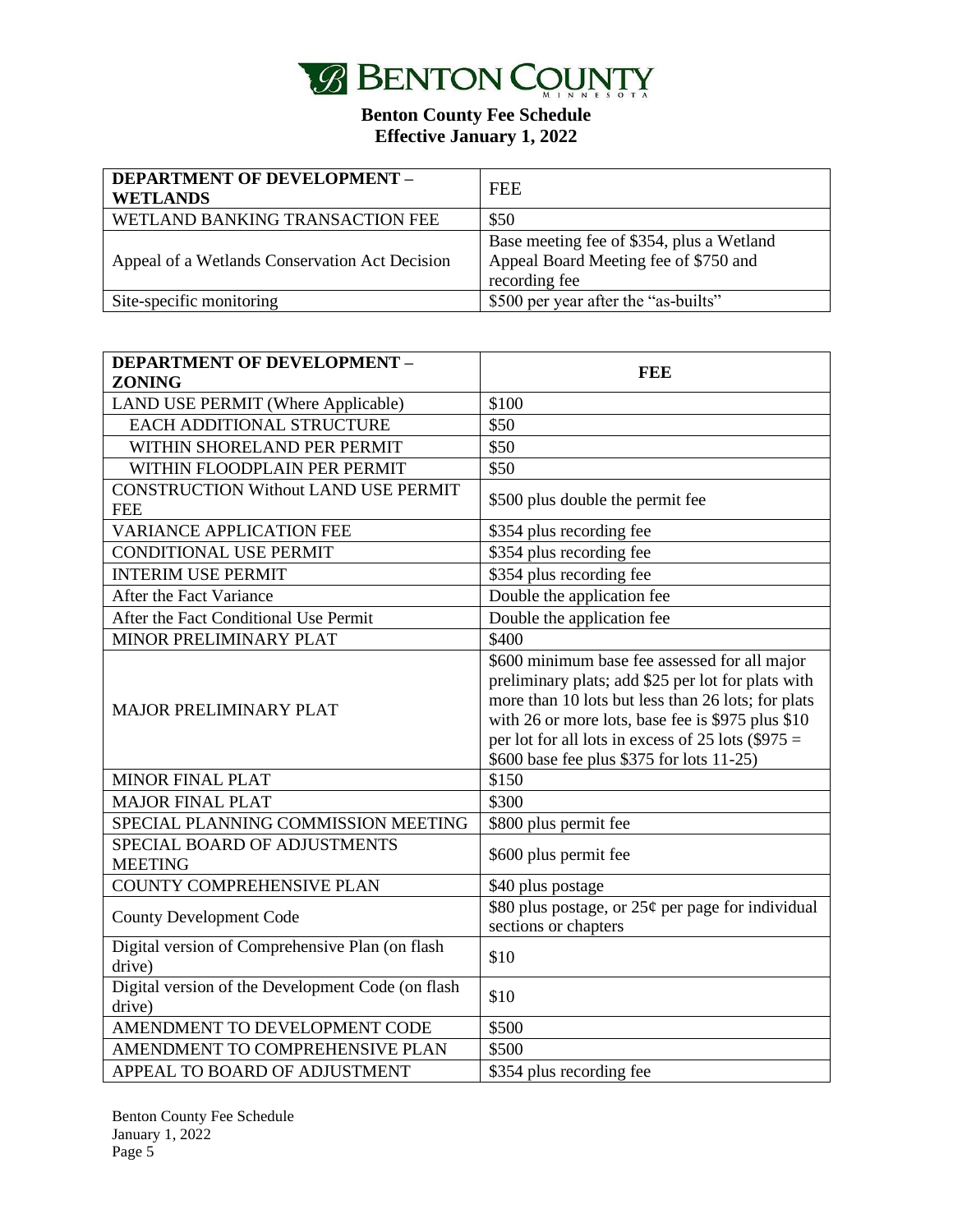# BENTON COUNTY

## Benton County Fee Schedule
## Effective January 1, 2022

| DEPARTMENT OF DEVELOPMENT – WETLANDS | FEE |
|---|---|
| WETLAND BANKING TRANSACTION FEE | \$50 |
| Appeal of a Wetlands Conservation Act Decision | Base meeting fee of \$354, plus a Wetland Appeal Board Meeting fee of \$750 and recording fee |
| Site-specific monitoring | \$500 per year after the "as-builts" |

| DEPARTMENT OF DEVELOPMENT – ZONING | FEE |
|---|---|
| LAND USE PERMIT (Where Applicable) | \$100 |
| EACH ADDITIONAL STRUCTURE | \$50 |
| WITHIN SHORELAND PER PERMIT | \$50 |
| WITHIN FLOODPLAIN PER PERMIT | \$50 |
| CONSTRUCTION Without LAND USE PERMIT FEE | \$500 plus double the permit fee |
| VARIANCE APPLICATION FEE | \$354 plus recording fee |
| CONDITIONAL USE PERMIT | \$354 plus recording fee |
| INTERIM USE PERMIT | \$354 plus recording fee |
| After the Fact Variance | Double the application fee |
| After the Fact Conditional Use Permit | Double the application fee |
| MINOR PRELIMINARY PLAT | \$400 |
| MAJOR PRELIMINARY PLAT | \$600 minimum base fee assessed for all major preliminary plats; add \$25 per lot for plats with more than 10 lots but less than 26 lots; for plats with 26 or more lots, base fee is \$975 plus \$10 per lot for all lots in excess of 25 lots (\$975 = \$600 base fee plus \$375 for lots 11-25) |
| MINOR FINAL PLAT | \$150 |
| MAJOR FINAL PLAT | \$300 |
| SPECIAL PLANNING COMMISSION MEETING | \$800 plus permit fee |
| SPECIAL BOARD OF ADJUSTMENTS MEETING | \$600 plus permit fee |
| COUNTY COMPREHENSIVE PLAN | \$40 plus postage |
| County Development Code | \$80 plus postage, or 25¢ per page for individual sections or chapters |
| Digital version of Comprehensive Plan (on flash drive) | \$10 |
| Digital version of the Development Code (on flash drive) | \$10 |
| AMENDMENT TO DEVELOPMENT CODE | \$500 |
| AMENDMENT TO COMPREHENSIVE PLAN | \$500 |
| APPEAL TO BOARD OF ADJUSTMENT | \$354 plus recording fee |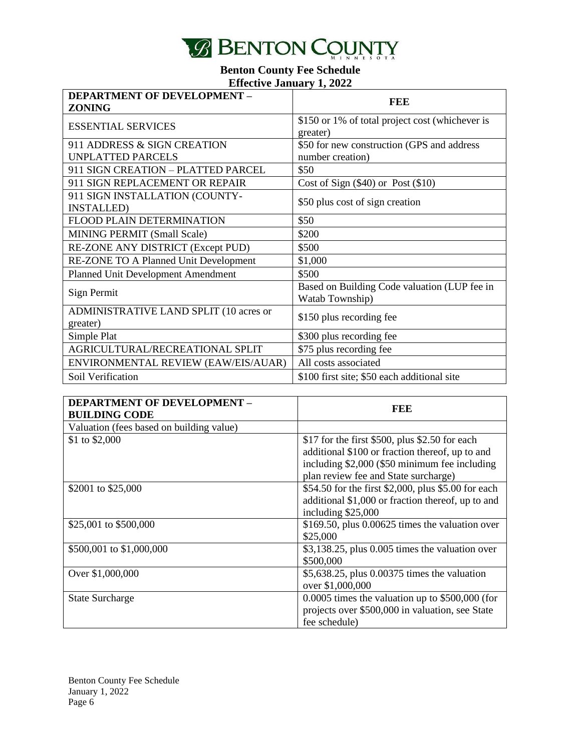# BENTON COUNTY

**Benton County Fee Schedule**
**Effective January 1, 2022**

| DEPARTMENT OF DEVELOPMENT – ZONING | FEE |
|---|---|
| ESSENTIAL SERVICES | $150 or 1% of total project cost (whichever is greater) |
| 911 ADDRESS & SIGN CREATION UNPLATTED PARCELS | $50 for new construction (GPS and address number creation) |
| 911 SIGN CREATION – PLATTED PARCEL | $50 |
| 911 SIGN REPLACEMENT OR REPAIR | Cost of Sign ($40) or Post ($10) |
| 911 SIGN INSTALLATION (COUNTY-INSTALLED) | $50 plus cost of sign creation |
| FLOOD PLAIN DETERMINATION | $50 |
| MINING PERMIT (Small Scale) | $200 |
| RE-ZONE ANY DISTRICT (Except PUD) | $500 |
| RE-ZONE TO A Planned Unit Development | $1,000 |
| Planned Unit Development Amendment | $500 |
| Sign Permit | Based on Building Code valuation (LUP fee in Watab Township) |
| ADMINISTRATIVE LAND SPLIT (10 acres or greater) | $150 plus recording fee |
| Simple Plat | $300 plus recording fee |
| AGRICULTURAL/RECREATIONAL SPLIT | $75 plus recording fee |
| ENVIRONMENTAL REVIEW (EAW/EIS/AUAR) | All costs associated |
| Soil Verification | $100 first site; $50 each additional site |

| DEPARTMENT OF DEVELOPMENT – BUILDING CODE | FEE |
|---|---|
| Valuation (fees based on building value) | |
| $1 to $2,000 | $17 for the first $500, plus $2.50 for each additional $100 or fraction thereof, up to and including $2,000 ($50 minimum fee including plan review fee and State surcharge) |
| $2001 to $25,000 | $54.50 for the first $2,000, plus $5.00 for each additional $1,000 or fraction thereof, up to and including $25,000 |
| $25,001 to $500,000 | $169.50, plus 0.00625 times the valuation over $25,000 |
| $500,001 to $1,000,000 | $3,138.25, plus 0.005 times the valuation over $500,000 |
| Over $1,000,000 | $5,638.25, plus 0.00375 times the valuation over $1,000,000 |
| State Surcharge | 0.0005 times the valuation up to $500,000 (for projects over $500,000 in valuation, see State fee schedule) |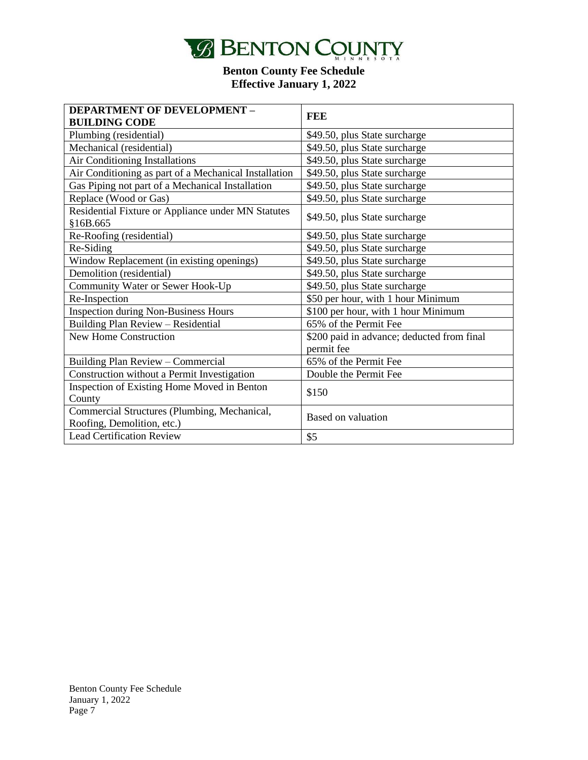# Benton County Fee Schedule
## Effective January 1, 2022

| DEPARTMENT OF DEVELOPMENT – BUILDING CODE | FEE |
|---|---|
| Plumbing (residential) | $49.50, plus State surcharge |
| Mechanical (residential) | $49.50, plus State surcharge |
| Air Conditioning Installations | $49.50, plus State surcharge |
| Air Conditioning as part of a Mechanical Installation | $49.50, plus State surcharge |
| Gas Piping not part of a Mechanical Installation | $49.50, plus State surcharge |
| Replace (Wood or Gas) | $49.50, plus State surcharge |
| Residential Fixture or Appliance under MN Statutes §16B.665 | $49.50, plus State surcharge |
| Re-Roofing (residential) | $49.50, plus State surcharge |
| Re-Siding | $49.50, plus State surcharge |
| Window Replacement (in existing openings) | $49.50, plus State surcharge |
| Demolition (residential) | $49.50, plus State surcharge |
| Community Water or Sewer Hook-Up | $49.50, plus State surcharge |
| Re-Inspection | $50 per hour, with 1 hour Minimum |
| Inspection during Non-Business Hours | $100 per hour, with 1 hour Minimum |
| Building Plan Review – Residential | 65% of the Permit Fee |
| New Home Construction | $200 paid in advance; deducted from final permit fee |
| Building Plan Review – Commercial | 65% of the Permit Fee |
| Construction without a Permit Investigation | Double the Permit Fee |
| Inspection of Existing Home Moved in Benton County | $150 |
| Commercial Structures (Plumbing, Mechanical, Roofing, Demolition, etc.) | Based on valuation |
| Lead Certification Review | $5 |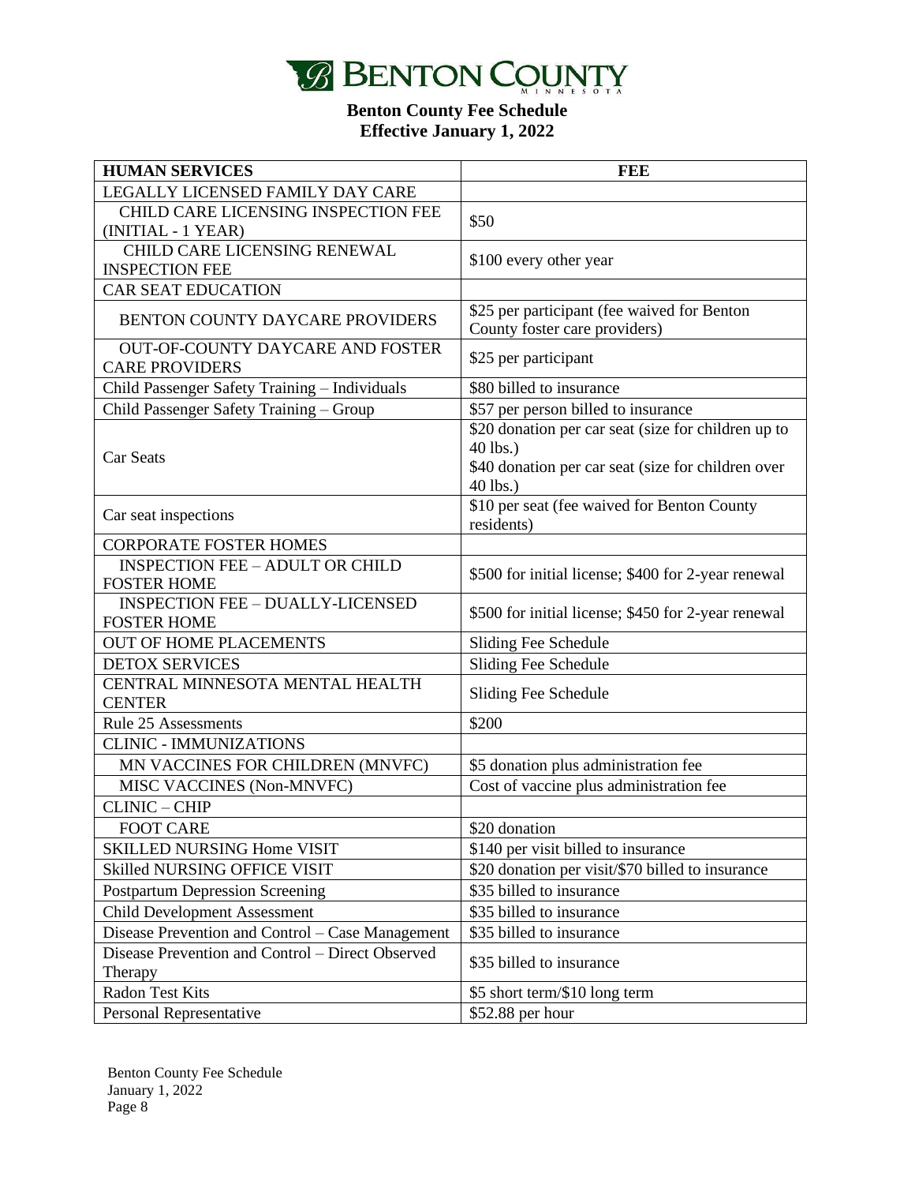# BENTON COUNTY

## Benton County Fee Schedule
## Effective January 1, 2022

| HUMAN SERVICES | FEE |
|---|---|
| LEGALLY LICENSED FAMILY DAY CARE | |
| CHILD CARE LICENSING INSPECTION FEE (INITIAL - 1 YEAR) | $50 |
| CHILD CARE LICENSING RENEWAL INSPECTION FEE | $100 every other year |
| CAR SEAT EDUCATION | |
| BENTON COUNTY DAYCARE PROVIDERS | $25 per participant (fee waived for Benton County foster care providers) |
| OUT-OF-COUNTY DAYCARE AND FOSTER CARE PROVIDERS | $25 per participant |
| Child Passenger Safety Training – Individuals | $80 billed to insurance |
| Child Passenger Safety Training – Group | $57 per person billed to insurance |
| Car Seats | $20 donation per car seat (size for children up to 40 lbs.)<br>$40 donation per car seat (size for children over 40 lbs.) |
| Car seat inspections | $10 per seat (fee waived for Benton County residents) |
| CORPORATE FOSTER HOMES | |
| INSPECTION FEE – ADULT OR CHILD FOSTER HOME | $500 for initial license; $400 for 2-year renewal |
| INSPECTION FEE – DUALLY-LICENSED FOSTER HOME | $500 for initial license; $450 for 2-year renewal |
| OUT OF HOME PLACEMENTS | Sliding Fee Schedule |
| DETOX SERVICES | Sliding Fee Schedule |
| CENTRAL MINNESOTA MENTAL HEALTH CENTER | Sliding Fee Schedule |
| Rule 25 Assessments | $200 |
| CLINIC - IMMUNIZATIONS | |
| MN VACCINES FOR CHILDREN (MNVFC) | $5 donation plus administration fee |
| MISC VACCINES (Non-MNVFC) | Cost of vaccine plus administration fee |
| CLINIC – CHIP | |
| FOOT CARE | $20 donation |
| SKILLED NURSING Home VISIT | $140 per visit billed to insurance |
| Skilled NURSING OFFICE VISIT | $20 donation per visit/$70 billed to insurance |
| Postpartum Depression Screening | $35 billed to insurance |
| Child Development Assessment | $35 billed to insurance |
| Disease Prevention and Control – Case Management | $35 billed to insurance |
| Disease Prevention and Control – Direct Observed Therapy | $35 billed to insurance |
| Radon Test Kits | $5 short term/$10 long term |
| Personal Representative | $52.88 per hour |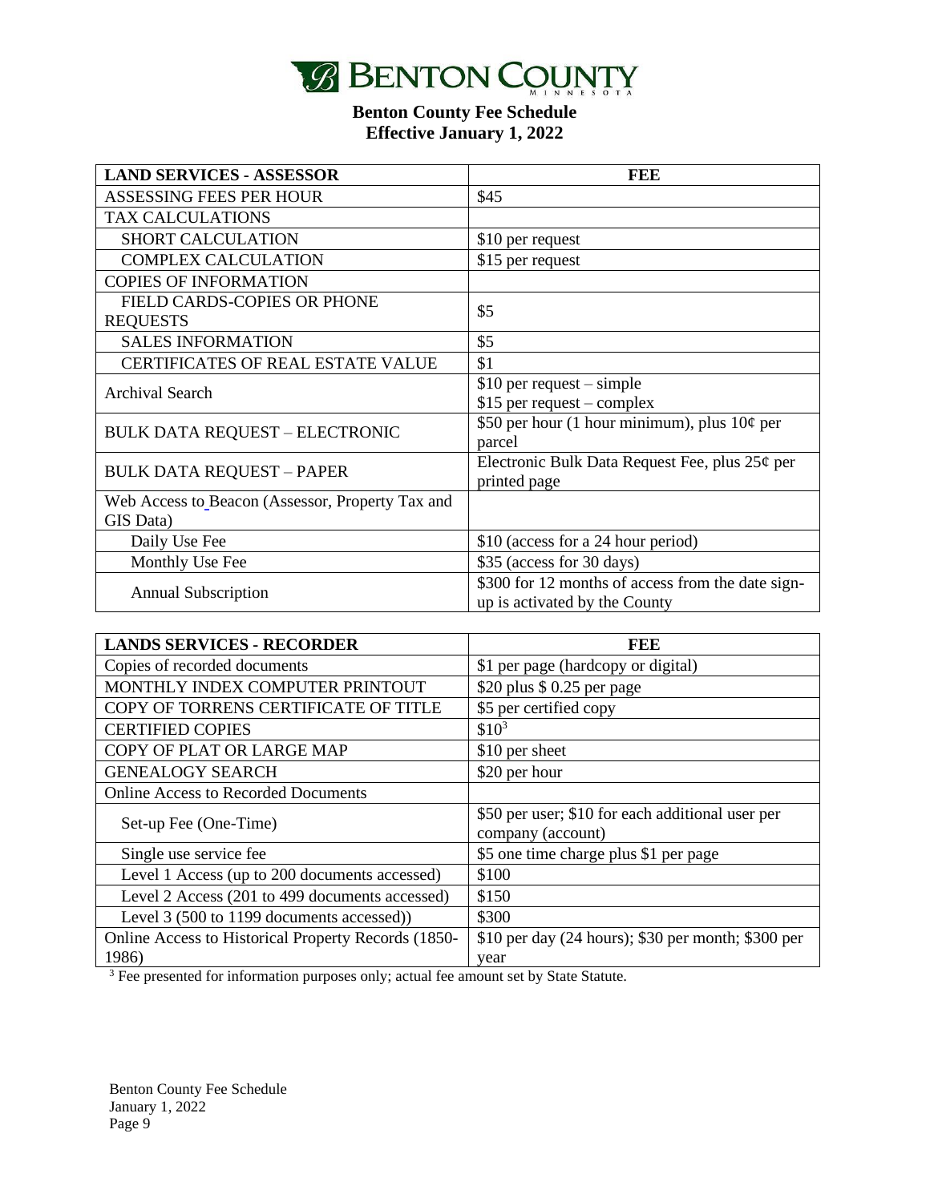# Benton County

## Benton County Fee Schedule
## Effective January 1, 2022

| LAND SERVICES - ASSESSOR | FEE |
|---|---|
| ASSESSING FEES PER HOUR | $45 |
| TAX CALCULATIONS | |
| SHORT CALCULATION | $10 per request |
| COMPLEX CALCULATION | $15 per request |
| COPIES OF INFORMATION | |
| FIELD CARDS-COPIES OR PHONE REQUESTS | $5 |
| SALES INFORMATION | $5 |
| CERTIFICATES OF REAL ESTATE VALUE | $1 |
| Archival Search | $10 per request – simple<br>$15 per request – complex |
| BULK DATA REQUEST – ELECTRONIC | $50 per hour (1 hour minimum), plus 10¢ per parcel |
| BULK DATA REQUEST – PAPER | Electronic Bulk Data Request Fee, plus 25¢ per printed page |
| Web Access to Beacon (Assessor, Property Tax and GIS Data) | |
| Daily Use Fee | $10 (access for a 24 hour period) |
| Monthly Use Fee | $35 (access for 30 days) |
| Annual Subscription | $300 for 12 months of access from the date sign-up is activated by the County |

| LANDS SERVICES - RECORDER | FEE |
|---|---|
| Copies of recorded documents | $1 per page (hardcopy or digital) |
| MONTHLY INDEX COMPUTER PRINTOUT | $20 plus $ 0.25 per page |
| COPY OF TORRENS CERTIFICATE OF TITLE | $5 per certified copy |
| CERTIFIED COPIES | $10[3] |
| COPY OF PLAT OR LARGE MAP | $10 per sheet |
| GENEALOGY SEARCH | $20 per hour |
| Online Access to Recorded Documents | |
| Set-up Fee (One-Time) | $50 per user; $10 for each additional user per company (account) |
| Single use service fee | $5 one time charge plus $1 per page |
| Level 1 Access (up to 200 documents accessed) | $100 |
| Level 2 Access (201 to 499 documents accessed) | $150 |
| Level 3 (500 to 1199 documents accessed)) | $300 |
| Online Access to Historical Property Records (1850-1986) | $10 per day (24 hours); $30 per month; $300 per year |

[3] Fee presented for information purposes only; actual fee amount set by State Statute.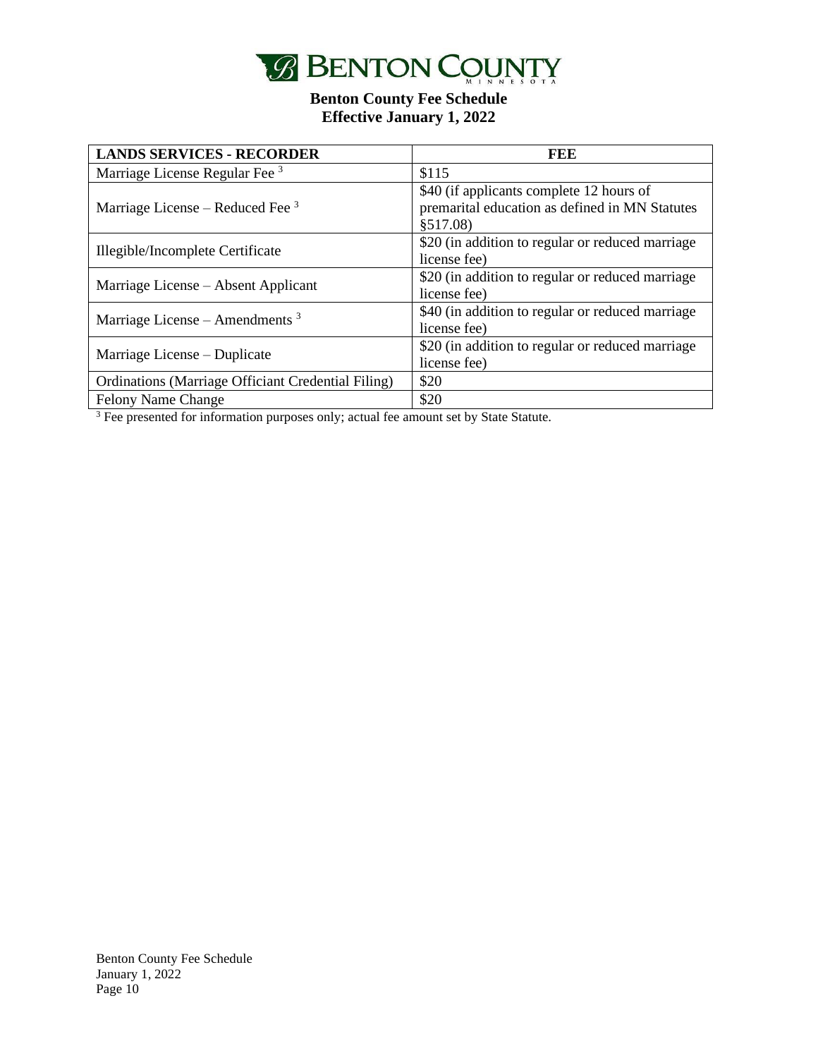**Benton County Fee Schedule**
**Effective January 1, 2022**

| LANDS SERVICES - RECORDER | FEE |
|---|---|
| Marriage License Regular Fee [3] | $115 |
| Marriage License – Reduced Fee [3] | $40 (if applicants complete 12 hours of premarital education as defined in MN Statutes §517.08) |
| Illegible/Incomplete Certificate | $20 (in addition to regular or reduced marriage license fee) |
| Marriage License – Absent Applicant | $20 (in addition to regular or reduced marriage license fee) |
| Marriage License – Amendments [3] | $40 (in addition to regular or reduced marriage license fee) |
| Marriage License – Duplicate | $20 (in addition to regular or reduced marriage license fee) |
| Ordinations (Marriage Officiant Credential Filing) | $20 |
| Felony Name Change | $20 |

[3] Fee presented for information purposes only; actual fee amount set by State Statute.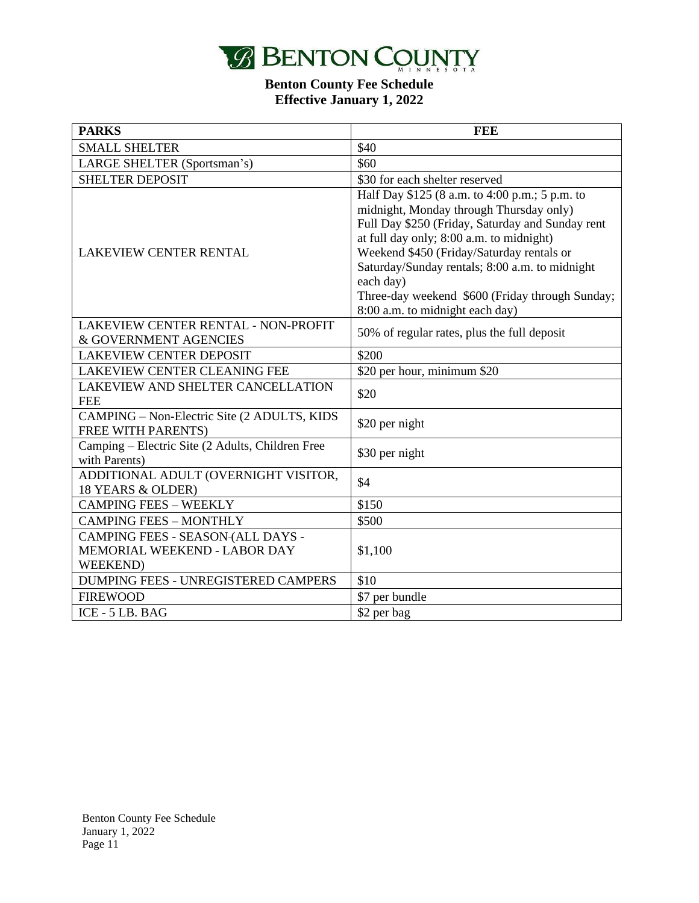# BENTON COUNTY

**Benton County Fee Schedule**
**Effective January 1, 2022**

| PARKS | FEE |
|---|---|
| SMALL SHELTER | \$40 |
| LARGE SHELTER (Sportsman's) | \$60 |
| SHELTER DEPOSIT | \$30 for each shelter reserved |
| LAKEVIEW CENTER RENTAL | Half Day \$125 (8 a.m. to 4:00 p.m.; 5 p.m. to midnight, Monday through Thursday only)<br>Full Day \$250 (Friday, Saturday and Sunday rent at full day only; 8:00 a.m. to midnight)<br>Weekend \$450 (Friday/Saturday rentals or Saturday/Sunday rentals; 8:00 a.m. to midnight each day)<br>Three-day weekend \$600 (Friday through Sunday; 8:00 a.m. to midnight each day) |
| LAKEVIEW CENTER RENTAL - NON-PROFIT & GOVERNMENT AGENCIES | 50% of regular rates, plus the full deposit |
| LAKEVIEW CENTER DEPOSIT | \$200 |
| LAKEVIEW CENTER CLEANING FEE | \$20 per hour, minimum \$20 |
| LAKEVIEW AND SHELTER CANCELLATION FEE | \$20 |
| CAMPING – Non-Electric Site (2 ADULTS, KIDS FREE WITH PARENTS) | \$20 per night |
| Camping – Electric Site (2 Adults, Children Free with Parents) | \$30 per night |
| ADDITIONAL ADULT (OVERNIGHT VISITOR, 18 YEARS & OLDER) | \$4 |
| CAMPING FEES – WEEKLY | \$150 |
| CAMPING FEES – MONTHLY | \$500 |
| CAMPING FEES - SEASON (ALL DAYS - MEMORIAL WEEKEND - LABOR DAY WEEKEND) | \$1,100 |
| DUMPING FEES - UNREGISTERED CAMPERS | \$10 |
| FIREWOOD | \$7 per bundle |
| ICE - 5 LB. BAG | \$2 per bag |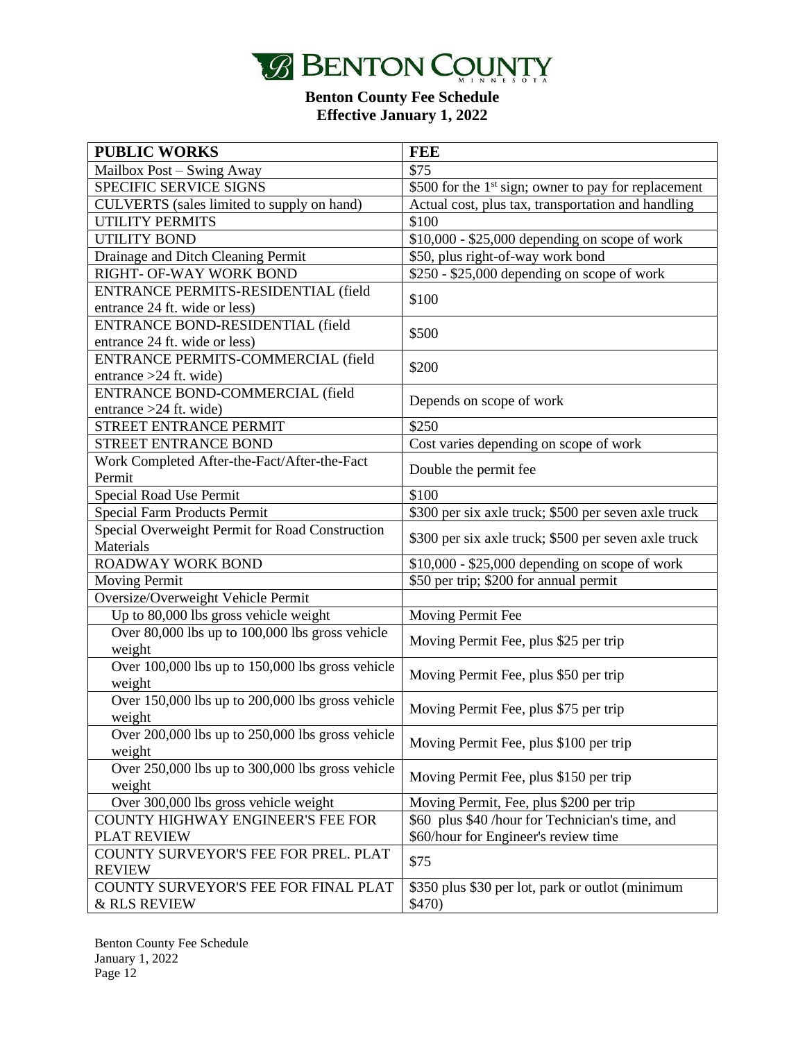# BENTON COUNTY

MINNESOTA

**Benton County Fee Schedule**
**Effective January 1, 2022**

| PUBLIC WORKS | FEE |
|---|---|
| Mailbox Post – Swing Away | $75 |
| SPECIFIC SERVICE SIGNS | $500 for the 1st sign; owner to pay for replacement |
| CULVERTS (sales limited to supply on hand) | Actual cost, plus tax, transportation and handling |
| UTILITY PERMITS | $100 |
| UTILITY BOND | $10,000 - $25,000 depending on scope of work |
| Drainage and Ditch Cleaning Permit | $50, plus right-of-way work bond |
| RIGHT- OF-WAY WORK BOND | $250 - $25,000 depending on scope of work |
| ENTRANCE PERMITS-RESIDENTIAL (field entrance 24 ft. wide or less) | $100 |
| ENTRANCE BOND-RESIDENTIAL (field entrance 24 ft. wide or less) | $500 |
| ENTRANCE PERMITS-COMMERCIAL (field entrance >24 ft. wide) | $200 |
| ENTRANCE BOND-COMMERCIAL (field entrance >24 ft. wide) | Depends on scope of work |
| STREET ENTRANCE PERMIT | $250 |
| STREET ENTRANCE BOND | Cost varies depending on scope of work |
| Work Completed After-the-Fact/After-the-Fact Permit | Double the permit fee |
| Special Road Use Permit | $100 |
| Special Farm Products Permit | $300 per six axle truck; $500 per seven axle truck |
| Special Overweight Permit for Road Construction Materials | $300 per six axle truck; $500 per seven axle truck |
| ROADWAY WORK BOND | $10,000 - $25,000 depending on scope of work |
| Moving Permit | $50 per trip; $200 for annual permit |
| Oversize/Overweight Vehicle Permit | |
| Up to 80,000 lbs gross vehicle weight | Moving Permit Fee |
| Over 80,000 lbs up to 100,000 lbs gross vehicle weight | Moving Permit Fee, plus $25 per trip |
| Over 100,000 lbs up to 150,000 lbs gross vehicle weight | Moving Permit Fee, plus $50 per trip |
| Over 150,000 lbs up to 200,000 lbs gross vehicle weight | Moving Permit Fee, plus $75 per trip |
| Over 200,000 lbs up to 250,000 lbs gross vehicle weight | Moving Permit Fee, plus $100 per trip |
| Over 250,000 lbs up to 300,000 lbs gross vehicle weight | Moving Permit Fee, plus $150 per trip |
| Over 300,000 lbs gross vehicle weight | Moving Permit, Fee, plus $200 per trip |
| COUNTY HIGHWAY ENGINEER'S FEE FOR PLAT REVIEW | $60 plus $40 /hour for Technician's time, and $60/hour for Engineer's review time |
| COUNTY SURVEYOR'S FEE FOR PREL. PLAT REVIEW | $75 |
| COUNTY SURVEYOR'S FEE FOR FINAL PLAT & RLS REVIEW | $350 plus $30 per lot, park or outlot (minimum $470) |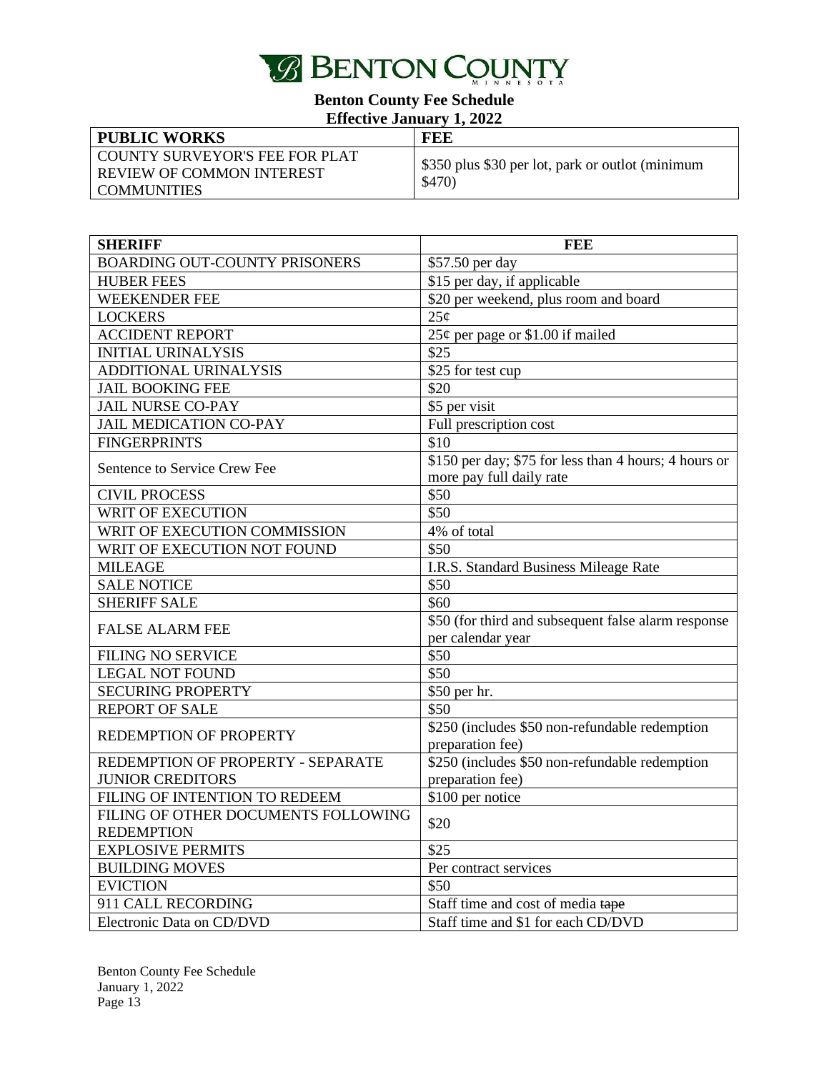# BENTON COUNTY

**Benton County Fee Schedule**
**Effective January 1, 2022**

| PUBLIC WORKS | FEE |
|---|---|
| COUNTY SURVEYOR'S FEE FOR PLAT REVIEW OF COMMON INTEREST COMMUNITIES | \$350 plus \$30 per lot, park or outlot (minimum \$470) |

| SHERIFF | FEE |
|---|---|
| BOARDING OUT-COUNTY PRISONERS | \$57.50 per day |
| HUBER FEES | \$15 per day, if applicable |
| WEEKENDER FEE | \$20 per weekend, plus room and board |
| LOCKERS | 25¢ |
| ACCIDENT REPORT | 25¢ per page or \$1.00 if mailed |
| INITIAL URINALYSIS | \$25 |
| ADDITIONAL URINALYSIS | \$25 for test cup |
| JAIL BOOKING FEE | \$20 |
| JAIL NURSE CO-PAY | \$5 per visit |
| JAIL MEDICATION CO-PAY | Full prescription cost |
| FINGERPRINTS | \$10 |
| Sentence to Service Crew Fee | \$150 per day; \$75 for less than 4 hours; 4 hours or more pay full daily rate |
| CIVIL PROCESS | \$50 |
| WRIT OF EXECUTION | \$50 |
| WRIT OF EXECUTION COMMISSION | 4% of total |
| WRIT OF EXECUTION NOT FOUND | \$50 |
| MILEAGE | I.R.S. Standard Business Mileage Rate |
| SALE NOTICE | \$50 |
| SHERIFF SALE | \$60 |
| FALSE ALARM FEE | \$50 (for third and subsequent false alarm response per calendar year |
| FILING NO SERVICE | \$50 |
| LEGAL NOT FOUND | \$50 |
| SECURING PROPERTY | \$50 per hr. |
| REPORT OF SALE | \$50 |
| REDEMPTION OF PROPERTY | \$250 (includes \$50 non-refundable redemption preparation fee) |
| REDEMPTION OF PROPERTY - SEPARATE JUNIOR CREDITORS | \$250 (includes \$50 non-refundable redemption preparation fee) |
| FILING OF INTENTION TO REDEEM | \$100 per notice |
| FILING OF OTHER DOCUMENTS FOLLOWING REDEMPTION | \$20 |
| EXPLOSIVE PERMITS | \$25 |
| BUILDING MOVES | Per contract services |
| EVICTION | \$50 |
| 911 CALL RECORDING | Staff time and cost of media ~~tape~~ |
| Electronic Data on CD/DVD | Staff time and \$1 for each CD/DVD |

Benton County Fee Schedule
January 1, 2022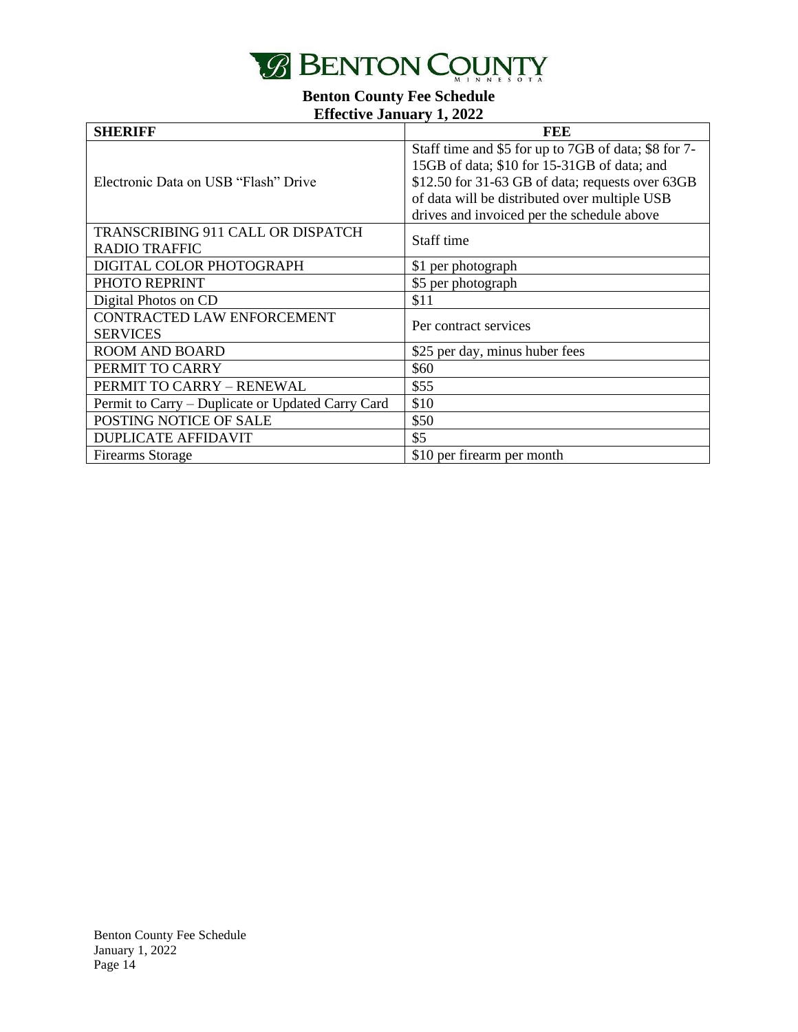# Benton County

**Benton County Fee Schedule**
**Effective January 1, 2022**

| SHERIFF | FEE |
|---|---|
| Electronic Data on USB "Flash" Drive | Staff time and $5 for up to 7GB of data; $8 for 7-15GB of data; $10 for 15-31GB of data; and $12.50 for 31-63 GB of data; requests over 63GB of data will be distributed over multiple USB drives and invoiced per the schedule above |
| TRANSCRIBING 911 CALL OR DISPATCH RADIO TRAFFIC | Staff time |
| DIGITAL COLOR PHOTOGRAPH | $1 per photograph |
| PHOTO REPRINT | $5 per photograph |
| Digital Photos on CD | $11 |
| CONTRACTED LAW ENFORCEMENT SERVICES | Per contract services |
| ROOM AND BOARD | $25 per day, minus huber fees |
| PERMIT TO CARRY | $60 |
| PERMIT TO CARRY – RENEWAL | $55 |
| Permit to Carry – Duplicate or Updated Carry Card | $10 |
| POSTING NOTICE OF SALE | $50 |
| DUPLICATE AFFIDAVIT | $5 |
| Firearms Storage | $10 per firearm per month |